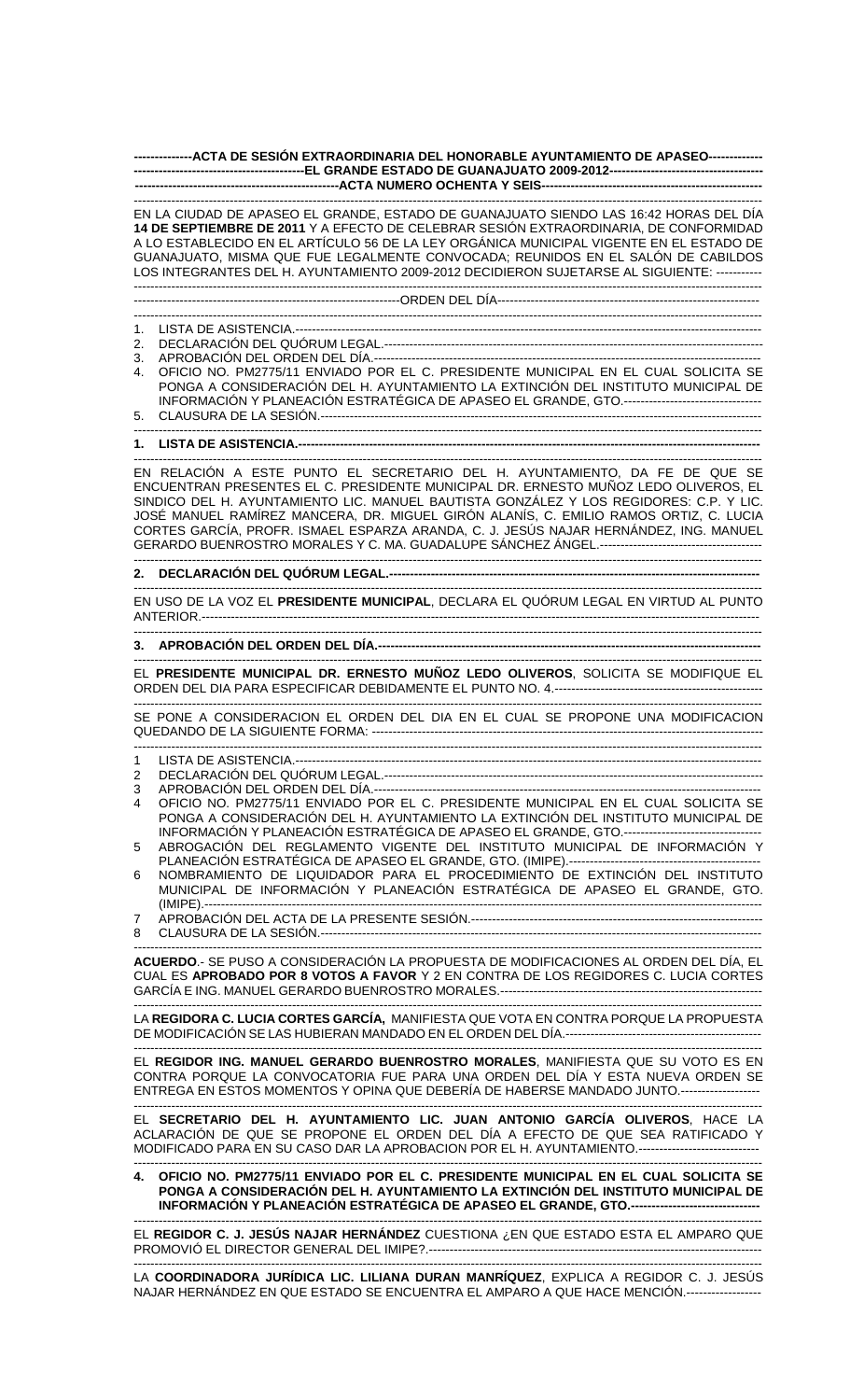**--------------ACTA DE SESIÓN EXTRAORDINARIA DEL HONORABLE AYUNTAMIENTO DE APASEO-------------**
**-----------------------------------------EL GRANDE ESTADO DE GUANAJUATO 2009-2012------------------------------------**
**-----------------------------------------------ACTA NUMERO OCHENTA Y SEIS-----------------------------------------------**

EN LA CIUDAD DE APASEO EL GRANDE, ESTADO DE GUANAJUATO SIENDO LAS 16:42 HORAS DEL DÍA **14 DE SEPTIEMBRE DE 2011** Y A EFECTO DE CELEBRAR SESIÓN EXTRAORDINARIA, DE CONFORMIDAD A LO ESTABLECIDO EN EL ARTÍCULO 56 DE LA LEY ORGÁNICA MUNICIPAL VIGENTE EN EL ESTADO DE GUANAJUATO, MISMA QUE FUE LEGALMENTE CONVOCADA; REUNIDOS EN EL SALÓN DE CABILDOS LOS INTEGRANTES DEL H. AYUNTAMIENTO 2009-2012 DECIDIERON SUJETARSE AL SIGUIENTE: -----------

----------------------------------------------------------------ORDEN DEL DÍA-------------------------------------------------------------

1. LISTA DE ASISTENCIA.-----------------------------------------------------------------------------------------------------------
2. DECLARACIÓN DEL QUÓRUM LEGAL.-------------------------------------------------------------------------------------------
3. APROBACIÓN DEL ORDEN DEL DÍA.---------------------------------------------------------------------------------------------
4. OFICIO NO. PM2775/11 ENVIADO POR EL C. PRESIDENTE MUNICIPAL EN EL CUAL SOLICITA SE PONGA A CONSIDERACIÓN DEL H. AYUNTAMIENTO LA EXTINCIÓN DEL INSTITUTO MUNICIPAL DE INFORMACIÓN Y PLANEACIÓN ESTRATÉGICA DE APASEO EL GRANDE, GTO.---------------------------------
5. CLAUSURA DE LA SESIÓN.--------------------------------------------------------------------------------------------------------

**1. LISTA DE ASISTENCIA.-----------------------------------------------------------------------------------------------------------**

EN RELACIÓN A ESTE PUNTO EL SECRETARIO DEL H. AYUNTAMIENTO, DA FE DE QUE SE ENCUENTRAN PRESENTES EL C. PRESIDENTE MUNICIPAL DR. ERNESTO MUÑOZ LEDO OLIVEROS, EL SINDICO DEL H. AYUNTAMIENTO LIC. MANUEL BAUTISTA GONZÁLEZ Y LOS REGIDORES: C.P. Y LIC. JOSÉ MANUEL RAMÍREZ MANCERA, DR. MIGUEL GIRÓN ALANÍS, C. EMILIO RAMOS ORTIZ, C. LUCIA CORTES GARCÍA, PROFR. ISMAEL ESPARZA ARANDA, C. J. JESÚS NAJAR HERNÁNDEZ, ING. MANUEL GERARDO BUENROSTRO MORALES Y C. MA. GUADALUPE SÁNCHEZ ÁNGEL.---------------------------------------

**2. DECLARACIÓN DEL QUÓRUM LEGAL.-------------------------------------------------------------------------------------------**

EN USO DE LA VOZ EL **PRESIDENTE MUNICIPAL**, DECLARA EL QUÓRUM LEGAL EN VIRTUD AL PUNTO ANTERIOR.-------------------------------------------------------------------------------------------------------------------------

**3. APROBACIÓN DEL ORDEN DEL DÍA.---------------------------------------------------------------------------------------------**

EL **PRESIDENTE MUNICIPAL DR. ERNESTO MUÑOZ LEDO OLIVEROS**, SOLICITA SE MODIFIQUE EL ORDEN DEL DIA PARA ESPECIFICAR DEBIDAMENTE EL PUNTO NO. 4.---------------------------------------------------

SE PONE A CONSIDERACION EL ORDEN DEL DIA EN EL CUAL SE PROPONE UNA MODIFICACION QUEDANDO DE LA SIGUIENTE FORMA: -----------------------------------------------------------------------------------------

1. LISTA DE ASISTENCIA.-----------------------------------------------------------------------------------------------------------
2. DECLARACIÓN DEL QUÓRUM LEGAL.-------------------------------------------------------------------------------------------
3. APROBACIÓN DEL ORDEN DEL DÍA.---------------------------------------------------------------------------------------------
4. OFICIO NO. PM2775/11 ENVIADO POR EL C. PRESIDENTE MUNICIPAL EN EL CUAL SOLICITA SE PONGA A CONSIDERACIÓN DEL H. AYUNTAMIENTO LA EXTINCIÓN DEL INSTITUTO MUNICIPAL DE INFORMACIÓN Y PLANEACIÓN ESTRATÉGICA DE APASEO EL GRANDE, GTO.---------------------------------
5. ABROGACIÓN DEL REGLAMENTO VIGENTE DEL INSTITUTO MUNICIPAL DE INFORMACIÓN Y PLANEACIÓN ESTRATÉGICA DE APASEO EL GRANDE, GTO. (IMIPE).---------------------------------------------
6. NOMBRAMIENTO DE LIQUIDADOR PARA EL PROCEDIMIENTO DE EXTINCIÓN DEL INSTITUTO MUNICIPAL DE INFORMACIÓN Y PLANEACIÓN ESTRATÉGICA DE APASEO EL GRANDE, GTO. (IMIPE).-------------------------------------------------------------------------------------------------------------------------
7. APROBACIÓN DEL ACTA DE LA PRESENTE SESIÓN.-------------------------------------------------------------------------
8. CLAUSURA DE LA SESIÓN.--------------------------------------------------------------------------------------------------------

**ACUERDO**.- SE PUSO A CONSIDERACIÓN LA PROPUESTA DE MODIFICACIONES AL ORDEN DEL DÍA, EL CUAL ES **APROBADO POR 8 VOTOS A FAVOR** Y 2 EN CONTRA DE LOS REGIDORES C. LUCIA CORTES GARCÍA E ING. MANUEL GERARDO BUENROSTRO MORALES.--------------------------------------------------------------

LA **REGIDORA C. LUCIA CORTES GARCÍA,** MANIFIESTA QUE VOTA EN CONTRA PORQUE LA PROPUESTA DE MODIFICACIÓN SE LAS HUBIERAN MANDADO EN EL ORDEN DEL DÍA.---------------------------------------------

EL **REGIDOR ING. MANUEL GERARDO BUENROSTRO MORALES**, MANIFIESTA QUE SU VOTO ES EN CONTRA PORQUE LA CONVOCATORIA FUE PARA UNA ORDEN DEL DÍA Y ESTA NUEVA ORDEN SE ENTREGA EN ESTOS MOMENTOS Y OPINA QUE DEBERÍA DE HABERSE MANDADO JUNTO.-------------------

EL **SECRETARIO DEL H. AYUNTAMIENTO LIC. JUAN ANTONIO GARCÍA OLIVEROS**, HACE LA ACLARACIÓN DE QUE SE PROPONE EL ORDEN DEL DÍA A EFECTO DE QUE SEA RATIFICADO Y MODIFICADO PARA EN SU CASO DAR LA APROBACION POR EL H. AYUNTAMIENTO.-----------------------------

**4. OFICIO NO. PM2775/11 ENVIADO POR EL C. PRESIDENTE MUNICIPAL EN EL CUAL SOLICITA SE PONGA A CONSIDERACIÓN DEL H. AYUNTAMIENTO LA EXTINCIÓN DEL INSTITUTO MUNICIPAL DE INFORMACIÓN Y PLANEACIÓN ESTRATÉGICA DE APASEO EL GRANDE, GTO.-------------------------------**

EL **REGIDOR C. J. JESÚS NAJAR HERNÁNDEZ** CUESTIONA ¿EN QUE ESTADO ESTA EL AMPARO QUE PROMOVIÓ EL DIRECTOR GENERAL DEL IMIPE?.----------------------------------------------------------------------

LA **COORDINADORA JURÍDICA LIC. LILIANA DURAN MANRÍQUEZ**, EXPLICA A REGIDOR C. J. JESÚS NAJAR HERNÁNDEZ EN QUE ESTADO SE ENCUENTRA EL AMPARO A QUE HACE MENCIÓN.------------------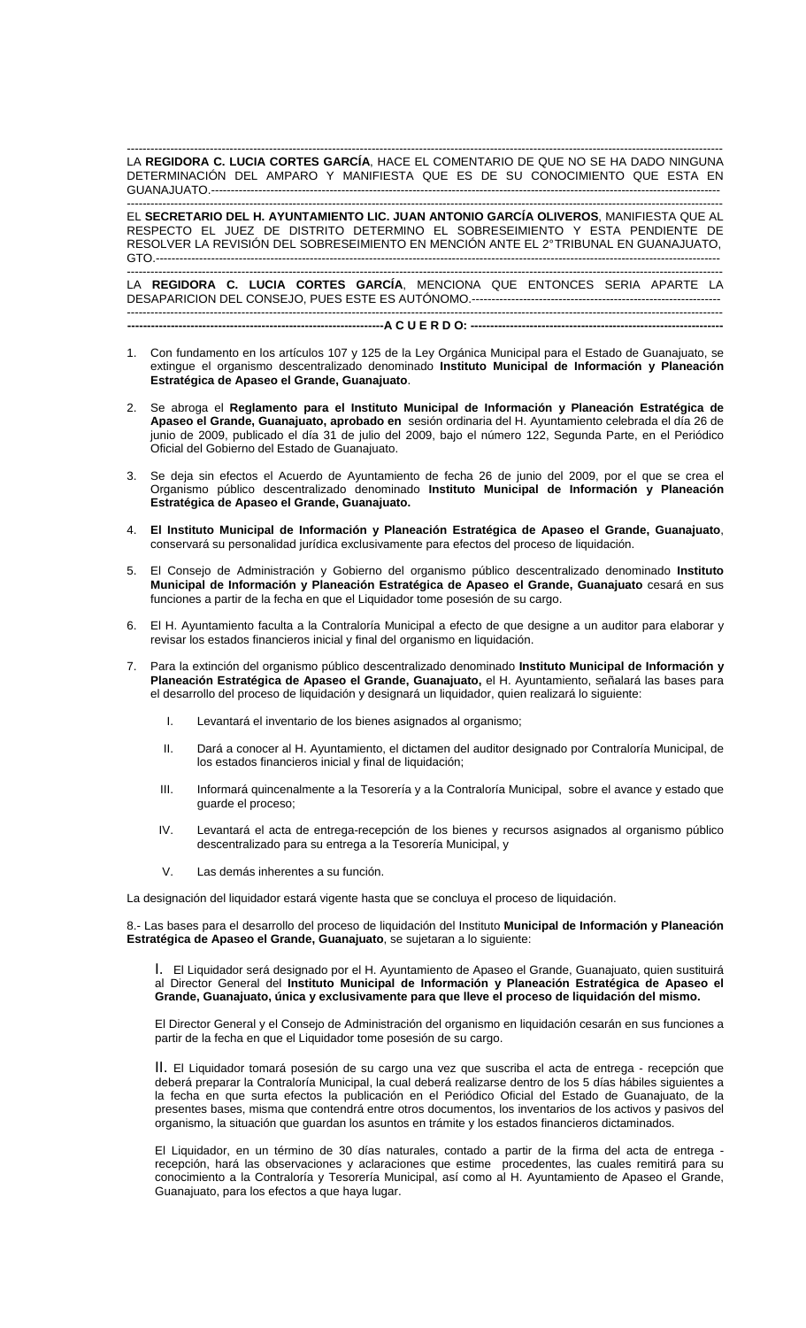---

LA **REGIDORA C. LUCIA CORTES GARCÍA**, HACE EL COMENTARIO DE QUE NO SE HA DADO NINGUNA DETERMINACIÓN DEL AMPARO Y MANIFIESTA QUE ES DE SU CONOCIMIENTO QUE ESTA EN GUANAJUATO.---

---

EL **SECRETARIO DEL H. AYUNTAMIENTO LIC. JUAN ANTONIO GARCÍA OLIVEROS**, MANIFIESTA QUE AL RESPECTO EL JUEZ DE DISTRITO DETERMINO EL SOBRESEIMIENTO Y ESTA PENDIENTE DE RESOLVER LA REVISIÓN DEL SOBRESEIMIENTO EN MENCIÓN ANTE EL 2° TRIBUNAL EN GUANAJUATO, GTO.---

---

LA **REGIDORA C. LUCIA CORTES GARCÍA**, MENCIONA QUE ENTONCES SERIA APARTE LA DESAPARICION DEL CONSEJO, PUES ESTE ES AUTÓNOMO.---

---

**---A C U E R D O: ---**

1. Con fundamento en los artículos 107 y 125 de la Ley Orgánica Municipal para el Estado de Guanajuato, se extingue el organismo descentralizado denominado **Instituto Municipal de Información y Planeación Estratégica de Apaseo el Grande, Guanajuato**.

2. Se abroga el **Reglamento para el Instituto Municipal de Información y Planeación Estratégica de Apaseo el Grande, Guanajuato, aprobado en** sesión ordinaria del H. Ayuntamiento celebrada el día 26 de junio de 2009, publicado el día 31 de julio del 2009, bajo el número 122, Segunda Parte, en el Periódico Oficial del Gobierno del Estado de Guanajuato.

3. Se deja sin efectos el Acuerdo de Ayuntamiento de fecha 26 de junio del 2009, por el que se crea el Organismo público descentralizado denominado **Instituto Municipal de Información y Planeación Estratégica de Apaseo el Grande, Guanajuato.**

4. **El Instituto Municipal de Información y Planeación Estratégica de Apaseo el Grande, Guanajuato**, conservará su personalidad jurídica exclusivamente para efectos del proceso de liquidación.

5. El Consejo de Administración y Gobierno del organismo público descentralizado denominado **Instituto Municipal de Información y Planeación Estratégica de Apaseo el Grande, Guanajuato** cesará en sus funciones a partir de la fecha en que el Liquidador tome posesión de su cargo.

6. El H. Ayuntamiento faculta a la Contraloría Municipal a efecto de que designe a un auditor para elaborar y revisar los estados financieros inicial y final del organismo en liquidación.

7. Para la extinción del organismo público descentralizado denominado **Instituto Municipal de Información y Planeación Estratégica de Apaseo el Grande, Guanajuato,** el H. Ayuntamiento, señalará las bases para el desarrollo del proceso de liquidación y designará un liquidador, quien realizará lo siguiente:

   I. Levantará el inventario de los bienes asignados al organismo;

   II. Dará a conocer al H. Ayuntamiento, el dictamen del auditor designado por Contraloría Municipal, de los estados financieros inicial y final de liquidación;

   III. Informará quincenalmente a la Tesorería y a la Contraloría Municipal, sobre el avance y estado que guarde el proceso;

   IV. Levantará el acta de entrega-recepción de los bienes y recursos asignados al organismo público descentralizado para su entrega a la Tesorería Municipal, y

   V. Las demás inherentes a su función.

La designación del liquidador estará vigente hasta que se concluya el proceso de liquidación.

8.- Las bases para el desarrollo del proceso de liquidación del Instituto **Municipal de Información y Planeación Estratégica de Apaseo el Grande, Guanajuato**, se sujetaran a lo siguiente:

I. El Liquidador será designado por el H. Ayuntamiento de Apaseo el Grande, Guanajuato, quien sustituirá al Director General del **Instituto Municipal de Información y Planeación Estratégica de Apaseo el Grande, Guanajuato, única y exclusivamente para que lleve el proceso de liquidación del mismo.**

El Director General y el Consejo de Administración del organismo en liquidación cesarán en sus funciones a partir de la fecha en que el Liquidador tome posesión de su cargo.

II. El Liquidador tomará posesión de su cargo una vez que suscriba el acta de entrega - recepción que deberá preparar la Contraloría Municipal, la cual deberá realizarse dentro de los 5 días hábiles siguientes a la fecha en que surta efectos la publicación en el Periódico Oficial del Estado de Guanajuato, de la presentes bases, misma que contendrá entre otros documentos, los inventarios de los activos y pasivos del organismo, la situación que guardan los asuntos en trámite y los estados financieros dictaminados.

El Liquidador, en un término de 30 días naturales, contado a partir de la firma del acta de entrega - recepción, hará las observaciones y aclaraciones que estime procedentes, las cuales remitirá para su conocimiento a la Contraloría y Tesorería Municipal, así como al H. Ayuntamiento de Apaseo el Grande, Guanajuato, para los efectos a que haya lugar.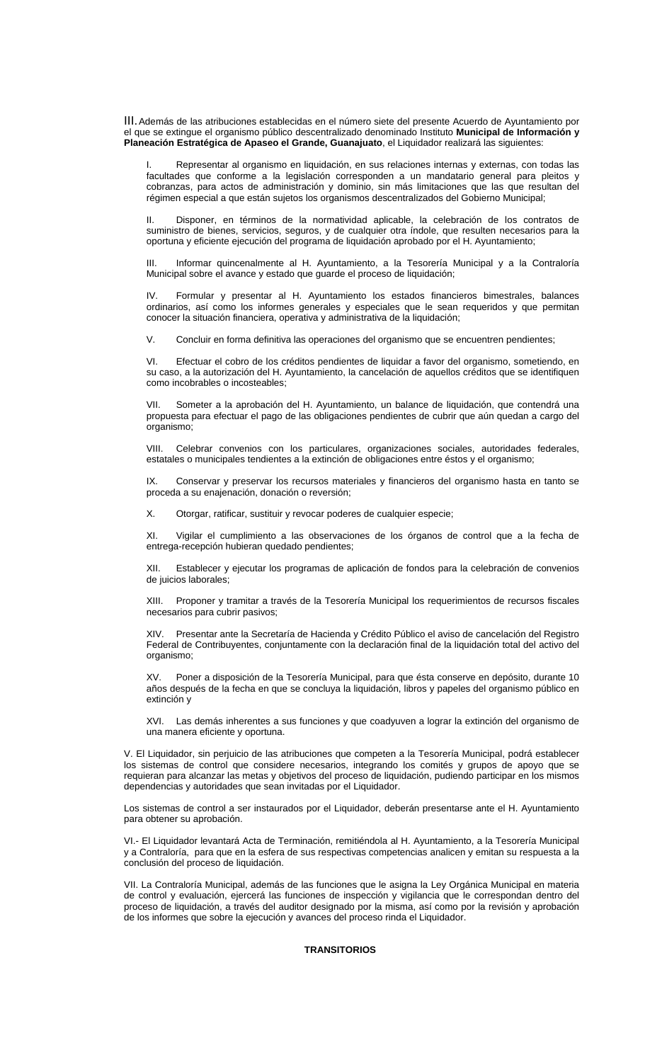III. Además de las atribuciones establecidas en el número siete del presente Acuerdo de Ayuntamiento por el que se extingue el organismo público descentralizado denominado Instituto **Municipal de Información y Planeación Estratégica de Apaseo el Grande, Guanajuato**, el Liquidador realizará las siguientes:

I. Representar al organismo en liquidación, en sus relaciones internas y externas, con todas las facultades que conforme a la legislación corresponden a un mandatario general para pleitos y cobranzas, para actos de administración y dominio, sin más limitaciones que las que resultan del régimen especial a que están sujetos los organismos descentralizados del Gobierno Municipal;

II. Disponer, en términos de la normatividad aplicable, la celebración de los contratos de suministro de bienes, servicios, seguros, y de cualquier otra índole, que resulten necesarios para la oportuna y eficiente ejecución del programa de liquidación aprobado por el H. Ayuntamiento;

III. Informar quincenalmente al H. Ayuntamiento, a la Tesorería Municipal y a la Contraloría Municipal sobre el avance y estado que guarde el proceso de liquidación;

IV. Formular y presentar al H. Ayuntamiento los estados financieros bimestrales, balances ordinarios, así como los informes generales y especiales que le sean requeridos y que permitan conocer la situación financiera, operativa y administrativa de la liquidación;

V. Concluir en forma definitiva las operaciones del organismo que se encuentren pendientes;

VI. Efectuar el cobro de los créditos pendientes de liquidar a favor del organismo, sometiendo, en su caso, a la autorización del H. Ayuntamiento, la cancelación de aquellos créditos que se identifiquen como incobrables o incosteables;

VII. Someter a la aprobación del H. Ayuntamiento, un balance de liquidación, que contendrá una propuesta para efectuar el pago de las obligaciones pendientes de cubrir que aún quedan a cargo del organismo;

VIII. Celebrar convenios con los particulares, organizaciones sociales, autoridades federales, estatales o municipales tendientes a la extinción de obligaciones entre éstos y el organismo;

IX. Conservar y preservar los recursos materiales y financieros del organismo hasta en tanto se proceda a su enajenación, donación o reversión;

X. Otorgar, ratificar, sustituir y revocar poderes de cualquier especie;

XI. Vigilar el cumplimiento a las observaciones de los órganos de control que a la fecha de entrega-recepción hubieran quedado pendientes;

XII. Establecer y ejecutar los programas de aplicación de fondos para la celebración de convenios de juicios laborales;

XIII. Proponer y tramitar a través de la Tesorería Municipal los requerimientos de recursos fiscales necesarios para cubrir pasivos;

XIV. Presentar ante la Secretaría de Hacienda y Crédito Público el aviso de cancelación del Registro Federal de Contribuyentes, conjuntamente con la declaración final de la liquidación total del activo del organismo;

XV. Poner a disposición de la Tesorería Municipal, para que ésta conserve en depósito, durante 10 años después de la fecha en que se concluya la liquidación, libros y papeles del organismo público en extinción y

XVI. Las demás inherentes a sus funciones y que coadyuven a lograr la extinción del organismo de una manera eficiente y oportuna.

V. El Liquidador, sin perjuicio de las atribuciones que competen a la Tesorería Municipal, podrá establecer los sistemas de control que considere necesarios, integrando los comités y grupos de apoyo que se requieran para alcanzar las metas y objetivos del proceso de liquidación, pudiendo participar en los mismos dependencias y autoridades que sean invitadas por el Liquidador.

Los sistemas de control a ser instaurados por el Liquidador, deberán presentarse ante el H. Ayuntamiento para obtener su aprobación.

VI.- El Liquidador levantará Acta de Terminación, remitiéndola al H. Ayuntamiento, a la Tesorería Municipal y a Contraloría, para que en la esfera de sus respectivas competencias analicen y emitan su respuesta a la conclusión del proceso de liquidación.

VII. La Contraloría Municipal, además de las funciones que le asigna la Ley Orgánica Municipal en materia de control y evaluación, ejercerá las funciones de inspección y vigilancia que le correspondan dentro del proceso de liquidación, a través del auditor designado por la misma, así como por la revisión y aprobación de los informes que sobre la ejecución y avances del proceso rinda el Liquidador.

**TRANSITORIOS**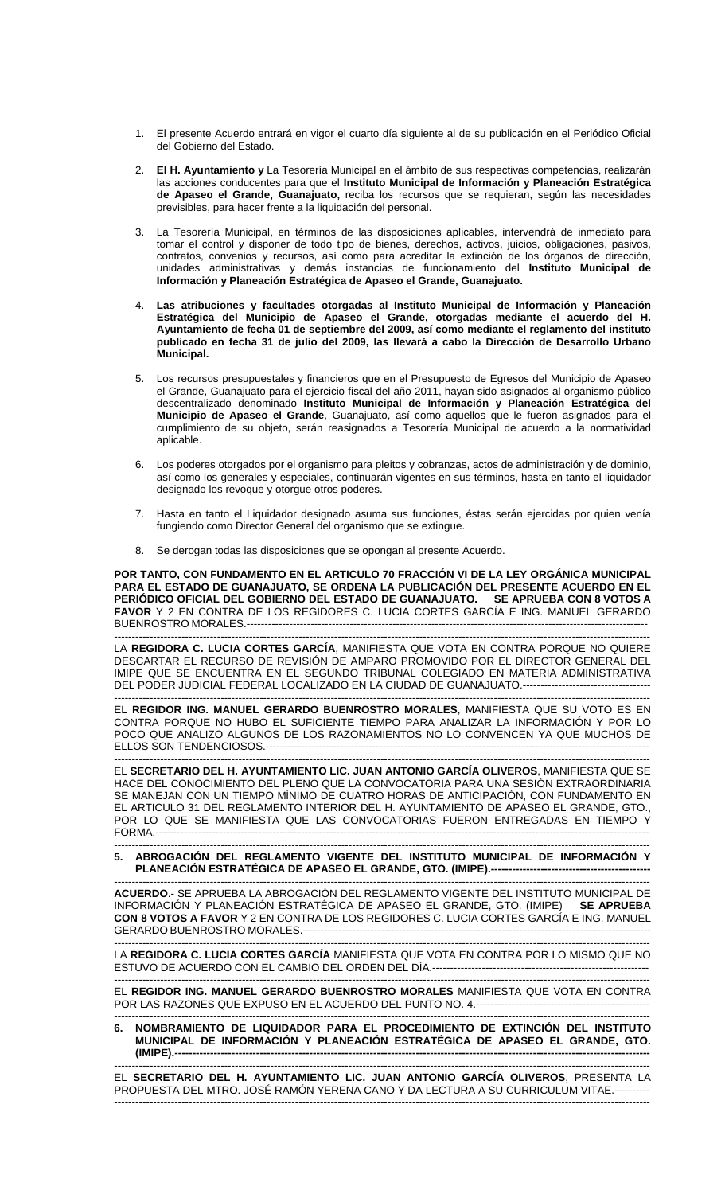1. El presente Acuerdo entrará en vigor el cuarto día siguiente al de su publicación en el Periódico Oficial del Gobierno del Estado.

2. **El H. Ayuntamiento y** La Tesorería Municipal en el ámbito de sus respectivas competencias, realizarán las acciones conducentes para que el **Instituto Municipal de Información y Planeación Estratégica de Apaseo el Grande, Guanajuato,** reciba los recursos que se requieran, según las necesidades previsibles, para hacer frente a la liquidación del personal.

3. La Tesorería Municipal, en términos de las disposiciones aplicables, intervendrá de inmediato para tomar el control y disponer de todo tipo de bienes, derechos, activos, juicios, obligaciones, pasivos, contratos, convenios y recursos, así como para acreditar la extinción de los órganos de dirección, unidades administrativas y demás instancias de funcionamiento del **Instituto Municipal de Información y Planeación Estratégica de Apaseo el Grande, Guanajuato.**

4. **Las atribuciones y facultades otorgadas al Instituto Municipal de Información y Planeación Estratégica del Municipio de Apaseo el Grande, otorgadas mediante el acuerdo del H. Ayuntamiento de fecha 01 de septiembre del 2009, así como mediante el reglamento del instituto publicado en fecha 31 de julio del 2009, las llevará a cabo la Dirección de Desarrollo Urbano Municipal.**

5. Los recursos presupuestales y financieros que en el Presupuesto de Egresos del Municipio de Apaseo el Grande, Guanajuato para el ejercicio fiscal del año 2011, hayan sido asignados al organismo público descentralizado denominado **Instituto Municipal de Información y Planeación Estratégica del Municipio de Apaseo el Grande**, Guanajuato, así como aquellos que le fueron asignados para el cumplimiento de su objeto, serán reasignados a Tesorería Municipal de acuerdo a la normatividad aplicable.

6. Los poderes otorgados por el organismo para pleitos y cobranzas, actos de administración y de dominio, así como los generales y especiales, continuarán vigentes en sus términos, hasta en tanto el liquidador designado los revoque y otorgue otros poderes.

7. Hasta en tanto el Liquidador designado asuma sus funciones, éstas serán ejercidas por quien venía fungiendo como Director General del organismo que se extingue.

8. Se derogan todas las disposiciones que se opongan al presente Acuerdo.

**POR TANTO, CON FUNDAMENTO EN EL ARTICULO 70 FRACCIÓN VI DE LA LEY ORGÁNICA MUNICIPAL PARA EL ESTADO DE GUANAJUATO, SE ORDENA LA PUBLICACIÓN DEL PRESENTE ACUERDO EN EL PERIÓDICO OFICIAL DEL GOBIERNO DEL ESTADO DE GUANAJUATO. SE APRUEBA CON 8 VOTOS A FAVOR** Y 2 EN CONTRA DE LOS REGIDORES C. LUCIA CORTES GARCÍA E ING. MANUEL GERARDO BUENROSTRO MORALES.---------------------------------------------------------------------------------------------------------------

LA **REGIDORA C. LUCIA CORTES GARCÍA**, MANIFIESTA QUE VOTA EN CONTRA PORQUE NO QUIERE DESCARTAR EL RECURSO DE REVISIÓN DE AMPARO PROMOVIDO POR EL DIRECTOR GENERAL DEL IMIPE QUE SE ENCUENTRA EN EL SEGUNDO TRIBUNAL COLEGIADO EN MATERIA ADMINISTRATIVA DEL PODER JUDICIAL FEDERAL LOCALIZADO EN LA CIUDAD DE GUANAJUATO.-------------------------------------

EL **REGIDOR ING. MANUEL GERARDO BUENROSTRO MORALES**, MANIFIESTA QUE SU VOTO ES EN CONTRA PORQUE NO HUBO EL SUFICIENTE TIEMPO PARA ANALIZAR LA INFORMACIÓN Y POR LO POCO QUE ANALIZO ALGUNOS DE LOS RAZONAMIENTOS NO LO CONVENCEN YA QUE MUCHOS DE ELLOS SON TENDENCIOSOS.--------------------------------------------------------------------------------------------------------------

EL **SECRETARIO DEL H. AYUNTAMIENTO LIC. JUAN ANTONIO GARCÍA OLIVEROS**, MANIFIESTA QUE SE HACE DEL CONOCIMIENTO DEL PLENO QUE LA CONVOCATORIA PARA UNA SESIÓN EXTRAORDINARIA SE MANEJAN CON UN TIEMPO MÍNIMO DE CUATRO HORAS DE ANTICIPACIÓN, CON FUNDAMENTO EN EL ARTICULO 31 DEL REGLAMENTO INTERIOR DEL H. AYUNTAMIENTO DE APASEO EL GRANDE, GTO., POR LO QUE SE MANIFIESTA QUE LAS CONVOCATORIAS FUERON ENTREGADAS EN TIEMPO Y FORMA.------------------------------------------------------------------------------------------------------------------------------------

**5. ABROGACIÓN DEL REGLAMENTO VIGENTE DEL INSTITUTO MUNICIPAL DE INFORMACIÓN Y PLANEACIÓN ESTRATÉGICA DE APASEO EL GRANDE, GTO. (IMIPE).---------------------------------------------**

**ACUERDO**.- SE APRUEBA LA ABROGACIÓN DEL REGLAMENTO VIGENTE DEL INSTITUTO MUNICIPAL DE INFORMACIÓN Y PLANEACIÓN ESTRATÉGICA DE APASEO EL GRANDE, GTO. (IMIPE) **SE APRUEBA CON 8 VOTOS A FAVOR** Y 2 EN CONTRA DE LOS REGIDORES C. LUCIA CORTES GARCÍA E ING. MANUEL GERARDO BUENROSTRO MORALES.--------------------------------------------------------------------------------------------

LA **REGIDORA C. LUCIA CORTES GARCÍA** MANIFIESTA QUE VOTA EN CONTRA POR LO MISMO QUE NO ESTUVO DE ACUERDO CON EL CAMBIO DEL ORDEN DEL DÍA.--------------------------------------------------------------

EL **REGIDOR ING. MANUEL GERARDO BUENROSTRO MORALES** MANIFIESTA QUE VOTA EN CONTRA POR LAS RAZONES QUE EXPUSO EN EL ACUERDO DEL PUNTO NO. 4.------------------------------------------------

**6. NOMBRAMIENTO DE LIQUIDADOR PARA EL PROCEDIMIENTO DE EXTINCIÓN DEL INSTITUTO MUNICIPAL DE INFORMACIÓN Y PLANEACIÓN ESTRATÉGICA DE APASEO EL GRANDE, GTO. (IMIPE).-----------------------------------------------------------------------------------------------------------------------------------**

EL **SECRETARIO DEL H. AYUNTAMIENTO LIC. JUAN ANTONIO GARCÍA OLIVEROS**, PRESENTA LA PROPUESTA DEL MTRO. JOSÉ RAMÓN YERENA CANO Y DA LECTURA A SU CURRICULUM VITAE.----------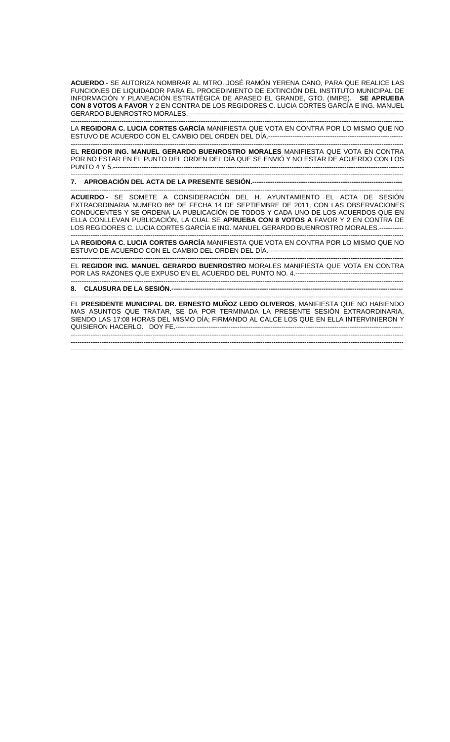**ACUERDO**.- SE AUTORIZA NOMBRAR AL MTRO. JOSÉ RAMÓN YERENA CANO, PARA QUE REALICE LAS FUNCIONES DE LIQUIDADOR PARA EL PROCEDIMIENTO DE EXTINCIÓN DEL INSTITUTO MUNICIPAL DE INFORMACIÓN Y PLANEACIÓN ESTRATÉGICA DE APASEO EL GRANDE, GTO. (IMIPE). **SE APRUEBA CON 8 VOTOS A FAVOR** Y 2 EN CONTRA DE LOS REGIDORES C. LUCIA CORTES GARCÍA E ING. MANUEL GERARDO BUENROSTRO MORALES.-----------------------------------------------------------------------------------------------

LA **REGIDORA C. LUCIA CORTES GARCÍA** MANIFIESTA QUE VOTA EN CONTRA POR LO MISMO QUE NO ESTUVO DE ACUERDO CON EL CAMBIO DEL ORDEN DEL DÍA.--------------------------------------------------------------

EL **REGIDOR ING. MANUEL GERARDO BUENROSTRO MORALES** MANIFIESTA QUE VOTA EN CONTRA POR NO ESTAR EN EL PUNTO DEL ORDEN DEL DÍA QUE SE ENVIÓ Y NO ESTAR DE ACUERDO CON LOS PUNTO 4 Y 5.--------------------------------------------------------------------------------------------------------------------------------

**7. APROBACIÓN DEL ACTA DE LA PRESENTE SESIÓN.------------------------------------------------------------------**

**ACUERDO**.- SE SOMETE A CONSIDERACIÓN DEL H. AYUNTAMIENTO EL ACTA DE SESIÓN EXTRAORDINARIA NUMERO 86ª DE FECHA 14 DE SEPTIEMBRE DE 2011, CON LAS OBSERVACIONES CONDUCENTES Y SE ORDENA LA PUBLICACIÓN DE TODOS Y CADA UNO DE LOS ACUERDOS QUE EN ELLA CONLLEVAN PUBLICACIÓN, LA CUAL SE **APRUEBA CON 8 VOTOS A** FAVOR Y 2 EN CONTRA DE LOS REGIDORES C. LUCIA CORTES GARCÍA E ING. MANUEL GERARDO BUENROSTRO MORALES.-----------

LA **REGIDORA C. LUCIA CORTES GARCÍA** MANIFIESTA QUE VOTA EN CONTRA POR LO MISMO QUE NO ESTUVO DE ACUERDO CON EL CAMBIO DEL ORDEN DEL DÍA.--------------------------------------------------------------

EL **REGIDOR ING. MANUEL GERARDO BUENROSTRO** MORALES MANIFIESTA QUE VOTA EN CONTRA POR LAS RAZONES QUE EXPUSO EN EL ACUERDO DEL PUNTO NO. 4.-------------------------------------------------

**8. CLAUSURA DE LA SESIÓN.--------------------------------------------------------------------------------------------------**

EL **PRESIDENTE MUNICIPAL DR. ERNESTO MUÑOZ LEDO OLIVEROS**, MANIFIESTA QUE NO HABIENDO MAS ASUNTOS QUE TRATAR, SE DA POR TERMINADA LA PRESENTE SESIÓN EXTRAORDINARIA, SIENDO LAS 17:08 HORAS DEL MISMO DÍA; FIRMANDO AL CALCE LOS QUE EN ELLA INTERVINIERON Y QUISIERON HACERLO. DOY FE.---------------------------------------------------------------------------------------------------